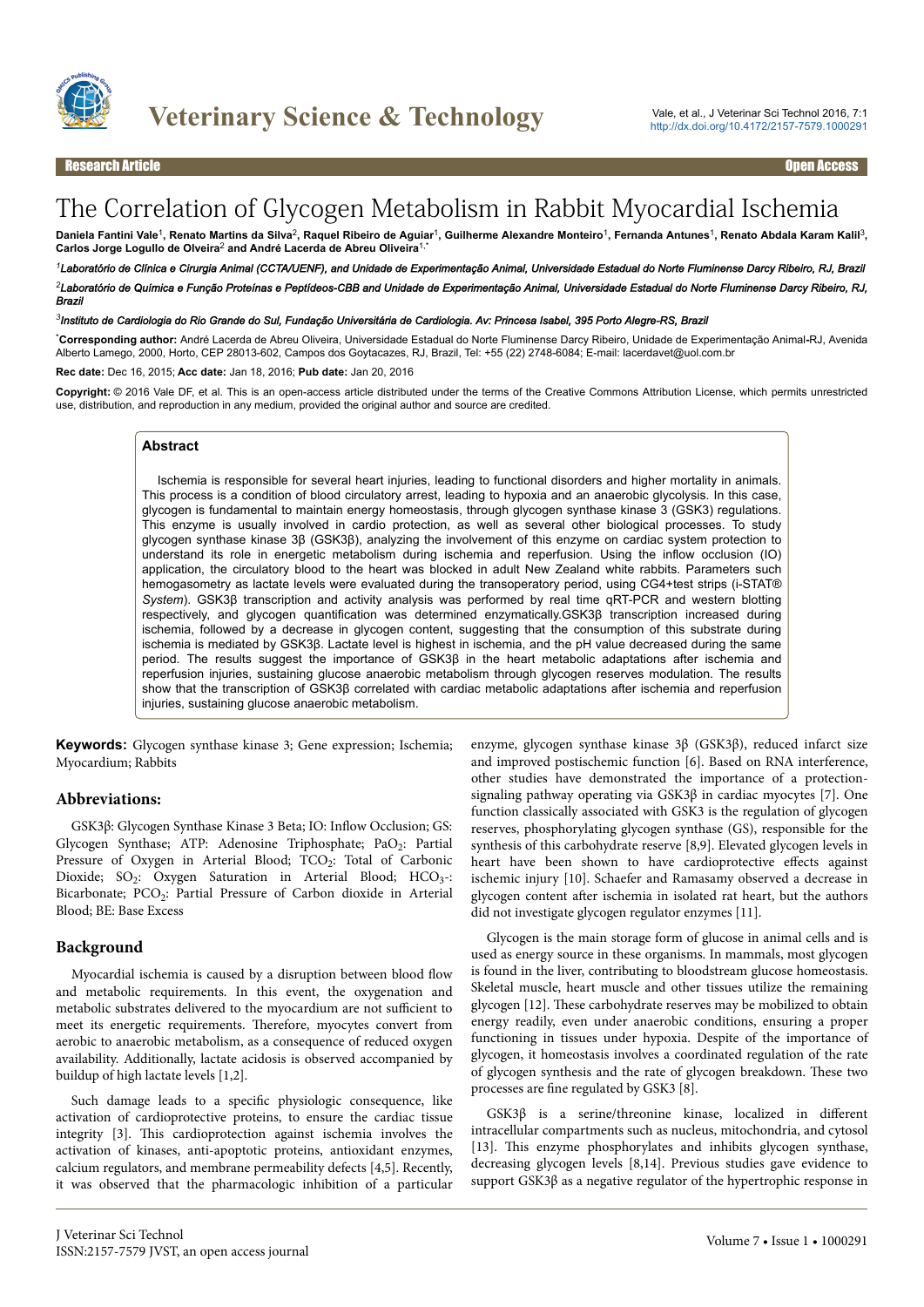Research Article — Open Access

# The Correlation of Glycogen Metabolism in Rabbit Myocardial Ischemia

**Daniela Fantini Vale[1], Renato Martins da Silva[2], Raquel Ribeiro de Aguiar[1], Guilherme Alexandre Monteiro[1], Fernanda Antunes[1], Renato Abdala Karam Kalil[3], Carlos Jorge Logullo de Olveira[2] and André Lacerda de Abreu Oliveira[1,*]**

*[1]Laboratório de Clínica e Cirurgia Animal (CCTA/UENF), and Unidade de Experimentação Animal, Universidade Estadual do Norte Fluminense Darcy Ribeiro, RJ, Brazil*

*[2]Laboratório de Química e Função Proteínas e Peptídeos-CBB and Unidade de Experimentação Animal, Universidade Estadual do Norte Fluminense Darcy Ribeiro, RJ, Brazil*

*[3]Instituto de Cardiologia do Rio Grande do Sul, Fundação Universitária de Cardiologia. Av: Princesa Isabel, 395 Porto Alegre-RS, Brazil*

[*]**Corresponding author:** André Lacerda de Abreu Oliveira, Universidade Estadual do Norte Fluminense Darcy Ribeiro, Unidade de Experimentação Animal-RJ, Avenida Alberto Lamego, 2000, Horto, CEP 28013-602, Campos dos Goytacazes, RJ, Brazil, Tel: +55 (22) 2748-6084; E-mail: lacerdavet@uol.com.br

**Rec date:** Dec 16, 2015; **Acc date:** Jan 18, 2016; **Pub date:** Jan 20, 2016

**Copyright:** © 2016 Vale DF, et al. This is an open-access article distributed under the terms of the Creative Commons Attribution License, which permits unrestricted use, distribution, and reproduction in any medium, provided the original author and source are credited.

## Abstract

Ischemia is responsible for several heart injuries, leading to functional disorders and higher mortality in animals. This process is a condition of blood circulatory arrest, leading to hypoxia and an anaerobic glycolysis. In this case, glycogen is fundamental to maintain energy homeostasis, through glycogen synthase kinase 3 (GSK3) regulations. This enzyme is usually involved in cardio protection, as well as several other biological processes. To study glycogen synthase kinase 3β (GSK3β), analyzing the involvement of this enzyme on cardiac system protection to understand its role in energetic metabolism during ischemia and reperfusion. Using the inflow occlusion (IO) application, the circulatory blood to the heart was blocked in adult New Zealand white rabbits. Parameters such hemogasometry as lactate levels were evaluated during the transoperatory period, using CG4+test strips (i-STAT® *System*). GSK3β transcription and activity analysis was performed by real time qRT-PCR and western blotting respectively, and glycogen quantification was determined enzymatically.GSK3β transcription increased during ischemia, followed by a decrease in glycogen content, suggesting that the consumption of this substrate during ischemia is mediated by GSK3β. Lactate level is highest in ischemia, and the pH value decreased during the same period. The results suggest the importance of GSK3β in the heart metabolic adaptations after ischemia and reperfusion injuries, sustaining glucose anaerobic metabolism through glycogen reserves modulation. The results show that the transcription of GSK3β correlated with cardiac metabolic adaptations after ischemia and reperfusion injuries, sustaining glucose anaerobic metabolism.

**Keywords:** Glycogen synthase kinase 3; Gene expression; Ischemia; Myocardium; Rabbits

## Abbreviations:

GSK3β: Glycogen Synthase Kinase 3 Beta; IO: Inflow Occlusion; GS: Glycogen Synthase; ATP: Adenosine Triphosphate; $PaO_2$: Partial Pressure of Oxygen in Arterial Blood; $TCO_2$: Total of Carbonic Dioxide; $SO_2$: Oxygen Saturation in Arterial Blood; $HCO_3^-$: Bicarbonate; $PCO_2$: Partial Pressure of Carbon dioxide in Arterial Blood; BE: Base Excess

## Background

Myocardial ischemia is caused by a disruption between blood flow and metabolic requirements. In this event, the oxygenation and metabolic substrates delivered to the myocardium are not sufficient to meet its energetic requirements. Therefore, myocytes convert from aerobic to anaerobic metabolism, as a consequence of reduced oxygen availability. Additionally, lactate acidosis is observed accompanied by buildup of high lactate levels [1,2].

Such damage leads to a specific physiologic consequence, like activation of cardioprotective proteins, to ensure the cardiac tissue integrity [3]. This cardioprotection against ischemia involves the activation of kinases, anti-apoptotic proteins, antioxidant enzymes, calcium regulators, and membrane permeability defects [4,5]. Recently, it was observed that the pharmacologic inhibition of a particular enzyme, glycogen synthase kinase 3β (GSK3β), reduced infarct size and improved postischemic function [6]. Based on RNA interference, other studies have demonstrated the importance of a protection-signaling pathway operating via GSK3β in cardiac myocytes [7]. One function classically associated with GSK3 is the regulation of glycogen reserves, phosphorylating glycogen synthase (GS), responsible for the synthesis of this carbohydrate reserve [8,9]. Elevated glycogen levels in heart have been shown to have cardioprotective effects against ischemic injury [10]. Schaefer and Ramasamy observed a decrease in glycogen content after ischemia in isolated rat heart, but the authors did not investigate glycogen regulator enzymes [11].

Glycogen is the main storage form of glucose in animal cells and is used as energy source in these organisms. In mammals, most glycogen is found in the liver, contributing to bloodstream glucose homeostasis. Skeletal muscle, heart muscle and other tissues utilize the remaining glycogen [12]. These carbohydrate reserves may be mobilized to obtain energy readily, even under anaerobic conditions, ensuring a proper functioning in tissues under hypoxia. Despite of the importance of glycogen, it homeostasis involves a coordinated regulation of the rate of glycogen synthesis and the rate of glycogen breakdown. These two processes are fine regulated by GSK3 [8].

GSK3β is a serine/threonine kinase, localized in different intracellular compartments such as nucleus, mitochondria, and cytosol [13]. This enzyme phosphorylates and inhibits glycogen synthase, decreasing glycogen levels [8,14]. Previous studies gave evidence to support GSK3β as a negative regulator of the hypertrophic response in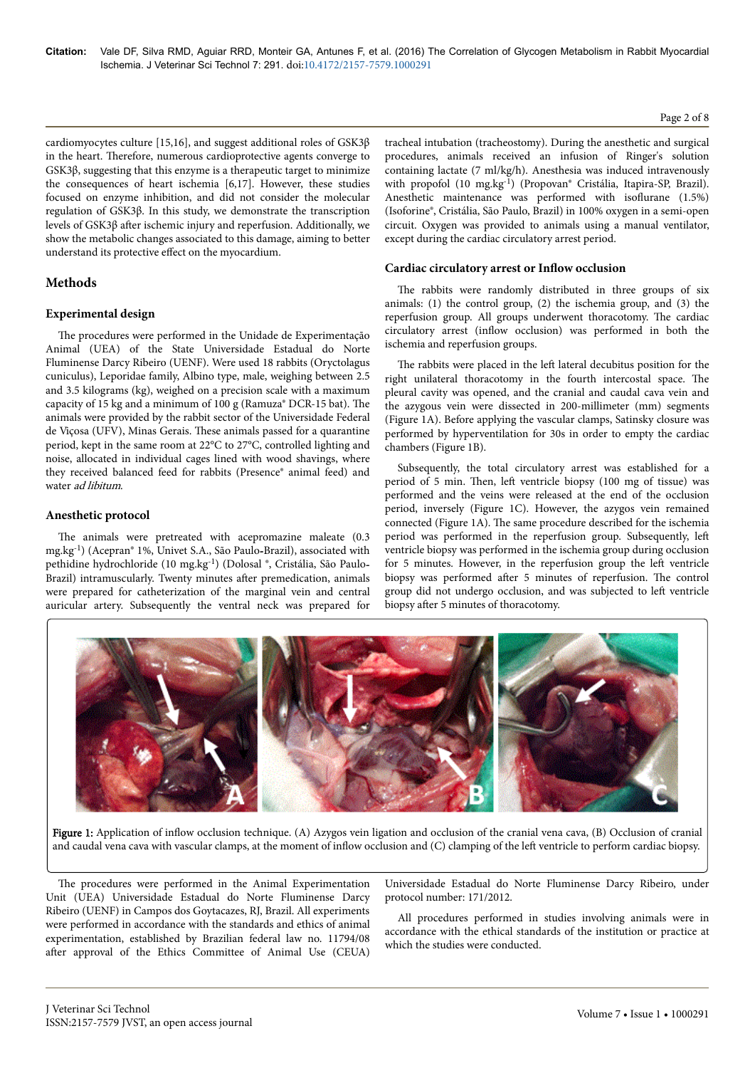cardiomyocytes culture [15,16], and suggest additional roles of GSK3β in the heart. Therefore, numerous cardioprotective agents converge to GSK3β, suggesting that this enzyme is a therapeutic target to minimize the consequences of heart ischemia [6,17]. However, these studies focused on enzyme inhibition, and did not consider the molecular regulation of GSK3β. In this study, we demonstrate the transcription levels of GSK3β after ischemic injury and reperfusion. Additionally, we show the metabolic changes associated to this damage, aiming to better understand its protective effect on the myocardium.

## Methods

### Experimental design

The procedures were performed in the Unidade de Experimentação Animal (UEA) of the State Universidade Estadual do Norte Fluminense Darcy Ribeiro (UENF). Were used 18 rabbits (Oryctolagus cuniculus), Leporidae family, Albino type, male, weighing between 2.5 and 3.5 kilograms (kg), weighed on a precision scale with a maximum capacity of 15 kg and a minimum of 100 g (Ramuza® DCR-15 bat). The animals were provided by the rabbit sector of the Universidade Federal de Viçosa (UFV), Minas Gerais. These animals passed for a quarantine period, kept in the same room at 22°C to 27°C, controlled lighting and noise, allocated in individual cages lined with wood shavings, where they received balanced feed for rabbits (Presence® animal feed) and water *ad libitum*.

### Anesthetic protocol

The animals were pretreated with acepromazine maleate (0.3 mg.kg$^{-1}$) (Acepran® 1%, Univet S.A., São Paulo-Brazil), associated with pethidine hydrochloride (10 mg.kg$^{-1}$) (Dolosal ®, Cristália, São Paulo-Brazil) intramuscularly. Twenty minutes after premedication, animals were prepared for catheterization of the marginal vein and central auricular artery. Subsequently the ventral neck was prepared for tracheal intubation (tracheostomy). During the anesthetic and surgical procedures, animals received an infusion of Ringer's solution containing lactate (7 ml/kg/h). Anesthesia was induced intravenously with propofol (10 mg.kg$^{-1}$) (Propovan® Cristália, Itapira-SP, Brazil). Anesthetic maintenance was performed with isoflurane (1.5%) (Isoforine®, Cristália, São Paulo, Brazil) in 100% oxygen in a semi-open circuit. Oxygen was provided to animals using a manual ventilator, except during the cardiac circulatory arrest period.

### Cardiac circulatory arrest or Inflow occlusion

The rabbits were randomly distributed in three groups of six animals: (1) the control group, (2) the ischemia group, and (3) the reperfusion group. All groups underwent thoracotomy. The cardiac circulatory arrest (inflow occlusion) was performed in both the ischemia and reperfusion groups.

The rabbits were placed in the left lateral decubitus position for the right unilateral thoracotomy in the fourth intercostal space. The pleural cavity was opened, and the cranial and caudal cava vein and the azygous vein were dissected in 200-millimeter (mm) segments (Figure 1A). Before applying the vascular clamps, Satinsky closure was performed by hyperventilation for 30s in order to empty the cardiac chambers (Figure 1B).

Subsequently, the total circulatory arrest was established for a period of 5 min. Then, left ventricle biopsy (100 mg of tissue) was performed and the veins were released at the end of the occlusion period, inversely (Figure 1C). However, the azygos vein remained connected (Figure 1A). The same procedure described for the ischemia period was performed in the reperfusion group. Subsequently, left ventricle biopsy was performed in the ischemia group during occlusion for 5 minutes. However, in the reperfusion group the left ventricle biopsy was performed after 5 minutes of reperfusion. The control group did not undergo occlusion, and was subjected to left ventricle biopsy after 5 minutes of thoracotomy.

**Figure 1:** Application of inflow occlusion technique. (A) Azygos vein ligation and occlusion of the cranial vena cava, (B) Occlusion of cranial and caudal vena cava with vascular clamps, at the moment of inflow occlusion and (C) clamping of the left ventricle to perform cardiac biopsy.

The procedures were performed in the Animal Experimentation Unit (UEA) Universidade Estadual do Norte Fluminense Darcy Ribeiro (UENF) in Campos dos Goytacazes, RJ, Brazil. All experiments were performed in accordance with the standards and ethics of animal experimentation, established by Brazilian federal law no. 11794/08 after approval of the Ethics Committee of Animal Use (CEUA) Universidade Estadual do Norte Fluminense Darcy Ribeiro, under protocol number: 171/2012.

All procedures performed in studies involving animals were in accordance with the ethical standards of the institution or practice at which the studies were conducted.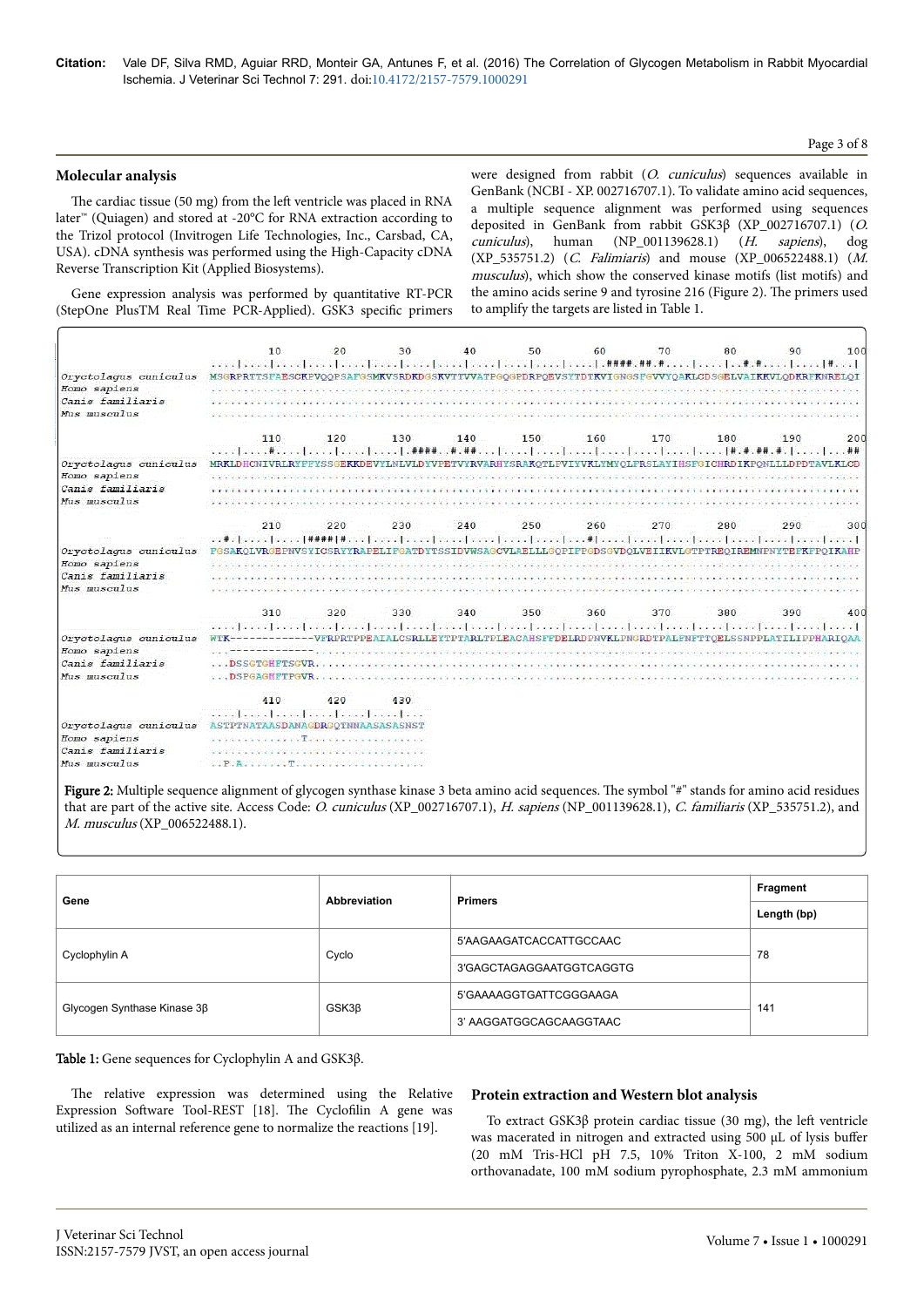## Molecular analysis

The cardiac tissue (50 mg) from the left ventricle was placed in RNA later™ (Quiagen) and stored at -20°C for RNA extraction according to the Trizol protocol (Invitrogen Life Technologies, Inc., Carsbad, CA, USA). cDNA synthesis was performed using the High-Capacity cDNA Reverse Transcription Kit (Applied Biosystems).

Gene expression analysis was performed by quantitative RT-PCR (StepOne PlusTM Real Time PCR-Applied). GSK3 specific primers were designed from rabbit (*O. cuniculus*) sequences available in GenBank (NCBI - XP. 002716707.1). To validate amino acid sequences, a multiple sequence alignment was performed using sequences deposited in GenBank from rabbit GSK3β (XP_002716707.1) (*O. cuniculus*), human (NP_001139628.1) (*H. sapiens*), dog (XP_535751.2) (*C. Falimiaris*) and mouse (XP_006522488.1) (*M. musculus*), which show the conserved kinase motifs (list motifs) and the amino acids serine 9 and tyrosine 216 (Figure 2). The primers used to amplify the targets are listed in Table 1.

**Figure 2:** Multiple sequence alignment of glycogen synthase kinase 3 beta amino acid sequences. The symbol "#" stands for amino acid residues that are part of the active site. Access Code: *O. cuniculus* (XP_002716707.1), *H. sapiens* (NP_001139628.1), *C. familiaris* (XP_535751.2), and *M. musculus* (XP_006522488.1).

| Gene | Abbreviation | Primers | Fragment Length (bp) |
|---|---|---|---|
| Cyclophylin A | Cyclo | 5'AAGAAGATCACCATTGCCAAC | 78 |
| | | 3'GAGCTAGAGGAATGGTCAGGTG | |
| Glycogen Synthase Kinase 3β | GSK3β | 5'GAAAAGGTGATTCGGGAAGA | 141 |
| | | 3' AAGGATGGCAGCAAGGTAAC | |

**Table 1:** Gene sequences for Cyclophylin A and GSK3β.

The relative expression was determined using the Relative Expression Software Tool-REST [18]. The Cyclofilin A gene was utilized as an internal reference gene to normalize the reactions [19].

## Protein extraction and Western blot analysis

To extract GSK3β protein cardiac tissue (30 mg), the left ventricle was macerated in nitrogen and extracted using 500 µL of lysis buffer (20 mM Tris-HCl pH 7.5, 10% Triton X-100, 2 mM sodium orthovanadate, 100 mM sodium pyrophosphate, 2.3 mM ammonium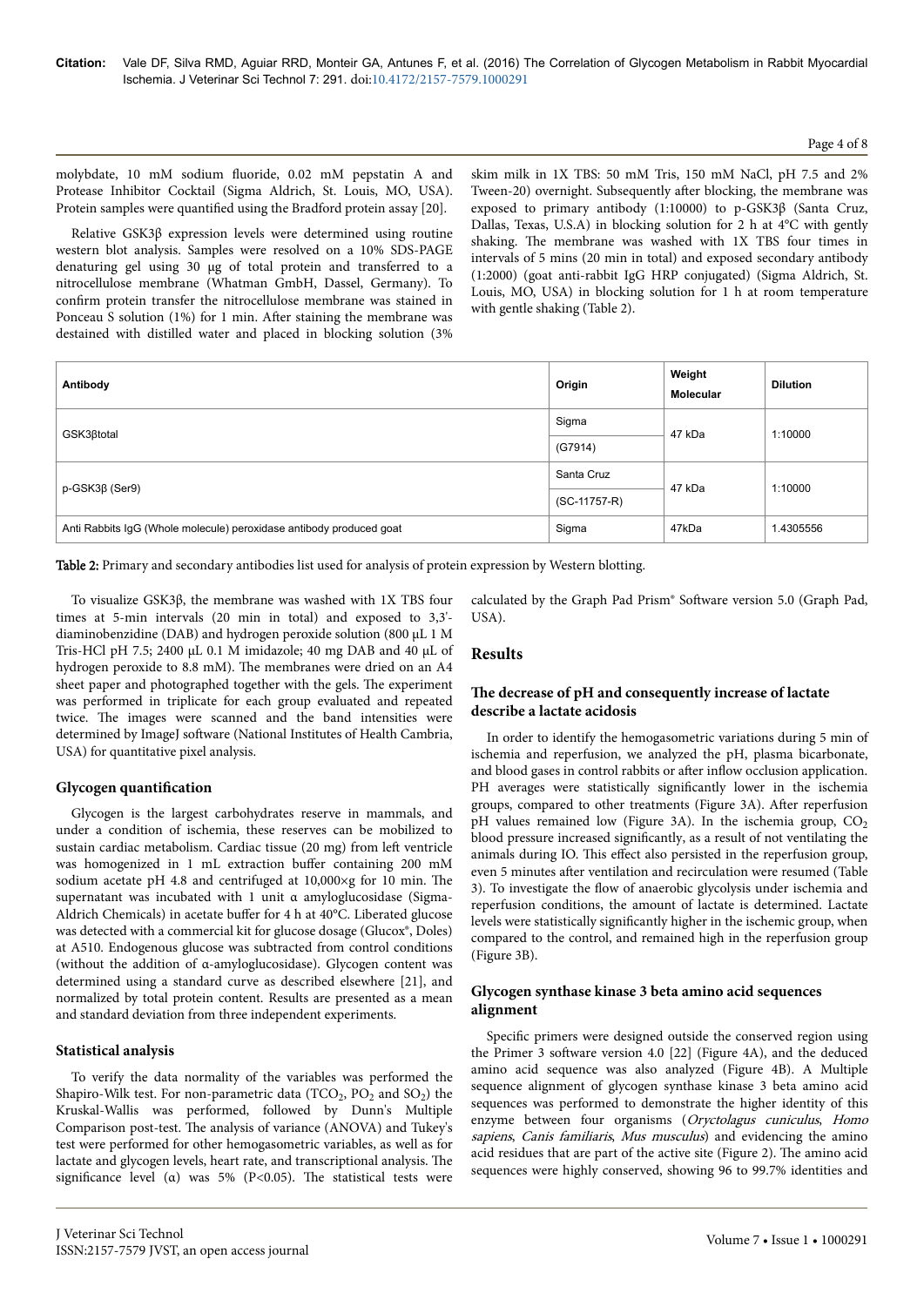molybdate, 10 mM sodium fluoride, 0.02 mM pepstatin A and Protease Inhibitor Cocktail (Sigma Aldrich, St. Louis, MO, USA). Protein samples were quantified using the Bradford protein assay [20].

Relative GSK3β expression levels were determined using routine western blot analysis. Samples were resolved on a 10% SDS-PAGE denaturing gel using 30 µg of total protein and transferred to a nitrocellulose membrane (Whatman GmbH, Dassel, Germany). To confirm protein transfer the nitrocellulose membrane was stained in Ponceau S solution (1%) for 1 min. After staining the membrane was destained with distilled water and placed in blocking solution (3% skim milk in 1X TBS: 50 mM Tris, 150 mM NaCl, pH 7.5 and 2% Tween-20) overnight. Subsequently after blocking, the membrane was exposed to primary antibody (1:10000) to p-GSK3β (Santa Cruz, Dallas, Texas, U.S.A) in blocking solution for 2 h at 4°C with gently shaking. The membrane was washed with 1X TBS four times in intervals of 5 mins (20 min in total) and exposed secondary antibody (1:2000) (goat anti-rabbit IgG HRP conjugated) (Sigma Aldrich, St. Louis, MO, USA) in blocking solution for 1 h at room temperature with gentle shaking (Table 2).

| Antibody | Origin | Weight Molecular | Dilution |
|---|---|---|---|
| GSK3βtotal | Sigma (G7914) | 47 kDa | 1:10000 |
| p-GSK3β (Ser9) | Santa Cruz (SC-11757-R) | 47 kDa | 1:10000 |
| Anti Rabbits IgG (Whole molecule) peroxidase antibody produced goat | Sigma | 47kDa | 1.4305556 |

**Table 2:** Primary and secondary antibodies list used for analysis of protein expression by Western blotting.

To visualize GSK3β, the membrane was washed with 1X TBS four times at 5-min intervals (20 min in total) and exposed to 3,3'-diaminobenzidine (DAB) and hydrogen peroxide solution (800 µL 1 M Tris-HCl pH 7.5; 2400 µL 0.1 M imidazole; 40 mg DAB and 40 µL of hydrogen peroxide to 8.8 mM). The membranes were dried on an A4 sheet paper and photographed together with the gels. The experiment was performed in triplicate for each group evaluated and repeated twice. The images were scanned and the band intensities were determined by ImageJ software (National Institutes of Health Cambria, USA) for quantitative pixel analysis.

### Glycogen quantification

Glycogen is the largest carbohydrates reserve in mammals, and under a condition of ischemia, these reserves can be mobilized to sustain cardiac metabolism. Cardiac tissue (20 mg) from left ventricle was homogenized in 1 mL extraction buffer containing 200 mM sodium acetate pH 4.8 and centrifuged at 10,000×g for 10 min. The supernatant was incubated with 1 unit α amyloglucosidase (Sigma-Aldrich Chemicals) in acetate buffer for 4 h at 40°C. Liberated glucose was detected with a commercial kit for glucose dosage (Glucox®, Doles) at A510. Endogenous glucose was subtracted from control conditions (without the addition of α-amyloglucosidase). Glycogen content was determined using a standard curve as described elsewhere [21], and normalized by total protein content. Results are presented as a mean and standard deviation from three independent experiments.

### Statistical analysis

To verify the data normality of the variables was performed the Shapiro-Wilk test. For non-parametric data ($TCO_2$, $PO_2$ and $SO_2$) the Kruskal-Wallis was performed, followed by Dunn's Multiple Comparison post-test. The analysis of variance (ANOVA) and Tukey's test were performed for other hemogasometric variables, as well as for lactate and glycogen levels, heart rate, and transcriptional analysis. The significance level (α) was 5% ($P<0.05$). The statistical tests were calculated by the Graph Pad Prism® Software version 5.0 (Graph Pad, USA).

## Results

### The decrease of pH and consequently increase of lactate describe a lactate acidosis

In order to identify the hemogasometric variations during 5 min of ischemia and reperfusion, we analyzed the pH, plasma bicarbonate, and blood gases in control rabbits or after inflow occlusion application. PH averages were statistically significantly lower in the ischemia groups, compared to other treatments (Figure 3A). After reperfusion pH values remained low (Figure 3A). In the ischemia group, $CO_2$ blood pressure increased significantly, as a result of not ventilating the animals during IO. This effect also persisted in the reperfusion group, even 5 minutes after ventilation and recirculation were resumed (Table 3). To investigate the flow of anaerobic glycolysis under ischemia and reperfusion conditions, the amount of lactate is determined. Lactate levels were statistically significantly higher in the ischemic group, when compared to the control, and remained high in the reperfusion group (Figure 3B).

### Glycogen synthase kinase 3 beta amino acid sequences alignment

Specific primers were designed outside the conserved region using the Primer 3 software version 4.0 [22] (Figure 4A), and the deduced amino acid sequence was also analyzed (Figure 4B). A Multiple sequence alignment of glycogen synthase kinase 3 beta amino acid sequences was performed to demonstrate the higher identity of this enzyme between four organisms (*Oryctolagus cuniculus*, *Homo sapiens*, *Canis familiaris*, *Mus musculus*) and evidencing the amino acid residues that are part of the active site (Figure 2). The amino acid sequences were highly conserved, showing 96 to 99.7% identities and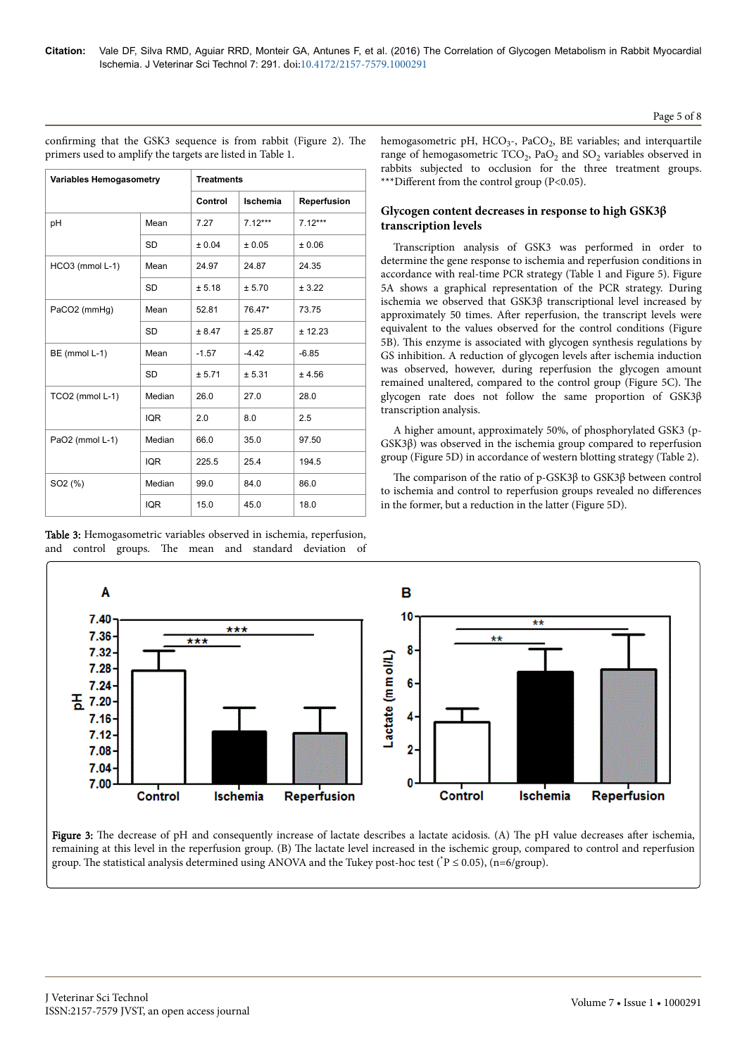confirming that the GSK3 sequence is from rabbit (Figure 2). The primers used to amplify the targets are listed in Table 1.

| Variables Hemogasometry | | Treatments | | |
|---|---|---|---|---|
| | | Control | Ischemia | Reperfusion |
| pH | Mean | 7.27 | 7.12*** | 7.12*** |
| | SD | ± 0.04 | ± 0.05 | ± 0.06 |
| HCO3 (mmol L-1) | Mean | 24.97 | 24.87 | 24.35 |
| | SD | ± 5.18 | ± 5.70 | ± 3.22 |
| PaCO2 (mmHg) | Mean | 52.81 | 76.47* | 73.75 |
| | SD | ± 8.47 | ± 25.87 | ± 12.23 |
| BE (mmol L-1) | Mean | -1.57 | -4.42 | -6.85 |
| | SD | ± 5.71 | ± 5.31 | ± 4.56 |
| TCO2 (mmol L-1) | Median | 26.0 | 27.0 | 28.0 |
| | IQR | 2.0 | 8.0 | 2.5 |
| PaO2 (mmol L-1) | Median | 66.0 | 35.0 | 97.50 |
| | IQR | 225.5 | 25.4 | 194.5 |
| SO2 (%) | Median | 99.0 | 84.0 | 86.0 |
| | IQR | 15.0 | 45.0 | 18.0 |

**Table 3:** Hemogasometric variables observed in ischemia, reperfusion, and control groups. The mean and standard deviation of hemogasometric pH, $HCO_3$-, $PaCO_2$, BE variables; and interquartile range of hemogasometric $TCO_2$, $PaO_2$ and $SO_2$ variables observed in rabbits subjected to occlusion for the three treatment groups. ***Different from the control group (P<0.05).

## Glycogen content decreases in response to high GSK3β transcription levels

Transcription analysis of GSK3 was performed in order to determine the gene response to ischemia and reperfusion conditions in accordance with real-time PCR strategy (Table 1 and Figure 5). Figure 5A shows a graphical representation of the PCR strategy. During ischemia we observed that GSK3β transcriptional level increased by approximately 50 times. After reperfusion, the transcript levels were equivalent to the values observed for the control conditions (Figure 5B). This enzyme is associated with glycogen synthesis regulations by GS inhibition. A reduction of glycogen levels after ischemia induction was observed, however, during reperfusion the glycogen amount remained unaltered, compared to the control group (Figure 5C). The glycogen rate does not follow the same proportion of GSK3β transcription analysis.

A higher amount, approximately 50%, of phosphorylated GSK3 (p-GSK3β) was observed in the ischemia group compared to reperfusion group (Figure 5D) in accordance of western blotting strategy (Table 2).

The comparison of the ratio of p-GSK3β to GSK3β between control to ischemia and control to reperfusion groups revealed no differences in the former, but a reduction in the latter (Figure 5D).

**Figure 3:** The decrease of pH and consequently increase of lactate describes a lactate acidosis. (A) The pH value decreases after ischemia, remaining at this level in the reperfusion group. (B) The lactate level increased in the ischemic group, compared to control and reperfusion group. The statistical analysis determined using ANOVA and the Tukey post-hoc test (*P ≤ 0.05), (n=6/group).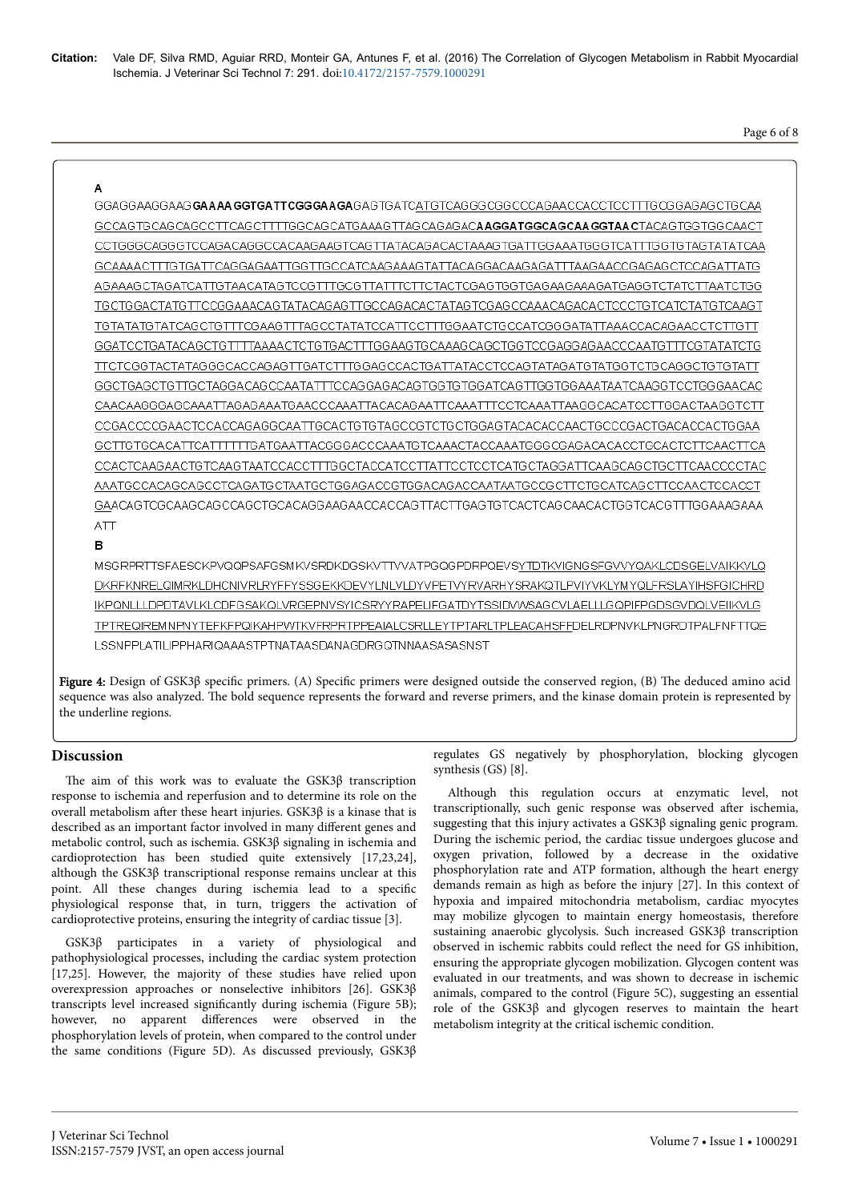**A**

GGAGGAAGGAAG**GAAAAGGTGATTCGGGAAGA**GAGTGATC<u>ATGTCAGGGCGGCCCAGAACCACCTCCTTTGCGGAGAGCTGCAA</u>
<u>GCCAGTGCAGCAGCCTTCAGCTTTTGGCAGCATGAAAGTTAGCAGAGAC</u>**<u>AAGGATGGCAGCAAGGTAAC</u>**<u>TACAGTGGTGGCAACT</u>
<u>CCTGGGCAGGGTCCAGACAGGCCACAAGAAGTCAGTTATACAGACACTAAAGTGATTGGAAATGGGTCATTTGGTGTAGTATATCAA</u>
<u>GCAAAACTTTGTGATTCAGGAGAATTGGTTGCCATCAAGAAAGTATTACAGGACAAGAGATTTAAGAACCGAGAGCTCCAGATTATG</u>
<u>AGAAAGCTAGATCATTGTAACATAGTCCGTTTGCGTTATTTCTTCTACTCGAGTGGTGAGAAGAAAGATGAGGTCTATCTTAATCTGG</u>
<u>TGCTGGACTATGTTCCGGAAACAGTATACAGAGTTGCCAGACACTATAGTCGAGCCAAACAGACACTCCCTGTCATCTATGTCAAGT</u>
<u>TGTATATGTATCAGCTGTTTCGAAGTTTAGCCTATATCCATTCCTTTGGAATCTGCCATCGGGATATTAAACCACAGAACCTCTTGTT</u>
<u>GGATCCTGATACAGCTGTTTTAAAACTCTGTGACTTTGGAAGTGCAAAGCAGCTGGTCCGAGGAGAACCCAATGTTTCGTATATCTG</u>
<u>TTCTCGGTACTATAGGGCACCAGAGTTGATCTTTGGAGCCACTGATTATACCTCCAGTATAGATGTATGGTCTGCAGGCTGTGTATT</u>
<u>GGCTGAGCTGTTGCTAGGACAGCCAATATTTCCAGGAGACAGTGGTGTGGATCAGTTGGTGGAAATAATCAAGGTCCTGGGAACAC</u>
<u>CAACAAGGGAGCAAATTAGAGAAATGAACCCAAATTACACAGAATTCAAATTTCCTCAAATTAAGGCACATCCTTGGACTAAGGTCTT</u>
<u>CCGACCCCGAACTCCACCAGAGGCAATTGCACTGTGTAGCCGTCTGCTGGAGTACACACCAACTGCCCGACTGACACCACTGGAA</u>
<u>GCTTGTGCACATTCATTTTTTGATGAATTACGGGACCCAAATGTCAAACTACCAAATGGGCGAGACACACCTGCACTCTTCAACTTCA</u>
<u>CCACTCAAGAACTGTCAAGTAATCCACCTTTGGCTACCATCCTTATTCCTCCTCATGCTAGGATTCAAGCAGCTGCTTCAACCCCTAC</u>
<u>AAATGCCACAGCAGCCTCAGATGCTAATGCTGGAGACCGTGGACAGACCAATAATGCCGCTTCTGCATCAGCTTCCAACTCCACCT</u>
<u>GA</u>ACAGTCGCAAGCAGCCAGCTGCACAGGAAGAACCACCAGTTACTTGAGTGTCACTCAGCAACACTGGTCACGTTTGGAAAGAAA
ATT

**B**

MSGRPRTTSFAESCKPVQQPSAFGSMKVSRDKDGSKVTTVVATPGQGPDRPQEVS<u>YTDTKVIGNGSFGVVYQAKLCDSGELVAIKKVLQ</u>
<u>DKRFKNRELQIMRKLDHCNIVRLRYFFYSSGEKKDEVYLNLVLDYVPETVYRVARHYSRAKQTLPVIYVKLYMYQLFRSLAYIHSFGICHRD</u>
<u>IKPQNLLLDPDTAVLKLCDFGSAKQLVRGEPNVSYICSRYYRAPELIFGATDYTSSIDVWSAGCVLAELLLGQPIFPGDSGVDQLVEIIKVLG</u>
<u>TPTREQIREMNPNYTEFKFPQIKAHPWTKVFRPRTPPEAIALCSRLLEYTPTARLTPLEACAHSFF</u>DELRDPNVKLPNGRDTPALFNFTTQE
LSSNPPLATILIPPHARIQAAASTPTNATAASDANAGDRGQTNNAASASASNST

**Figure 4:** Design of GSK3β specific primers. (A) Specific primers were designed outside the conserved region, (B) The deduced amino acid sequence was also analyzed. The bold sequence represents the forward and reverse primers, and the kinase domain protein is represented by the underline regions.

## Discussion

The aim of this work was to evaluate the GSK3β transcription response to ischemia and reperfusion and to determine its role on the overall metabolism after these heart injuries. GSK3β is a kinase that is described as an important factor involved in many different genes and metabolic control, such as ischemia. GSK3β signaling in ischemia and cardioprotection has been studied quite extensively [17,23,24], although the GSK3β transcriptional response remains unclear at this point. All these changes during ischemia lead to a specific physiological response that, in turn, triggers the activation of cardioprotective proteins, ensuring the integrity of cardiac tissue [3].

GSK3β participates in a variety of physiological and pathophysiological processes, including the cardiac system protection [17,25]. However, the majority of these studies have relied upon overexpression approaches or nonselective inhibitors [26]. GSK3β transcripts level increased significantly during ischemia (Figure 5B); however, no apparent differences were observed in the phosphorylation levels of protein, when compared to the control under the same conditions (Figure 5D). As discussed previously, GSK3β regulates GS negatively by phosphorylation, blocking glycogen synthesis (GS) [8].

Although this regulation occurs at enzymatic level, not transcriptionally, such genic response was observed after ischemia, suggesting that this injury activates a GSK3β signaling genic program. During the ischemic period, the cardiac tissue undergoes glucose and oxygen privation, followed by a decrease in the oxidative phosphorylation rate and ATP formation, although the heart energy demands remain as high as before the injury [27]. In this context of hypoxia and impaired mitochondria metabolism, cardiac myocytes may mobilize glycogen to maintain energy homeostasis, therefore sustaining anaerobic glycolysis. Such increased GSK3β transcription observed in ischemic rabbits could reflect the need for GS inhibition, ensuring the appropriate glycogen mobilization. Glycogen content was evaluated in our treatments, and was shown to decrease in ischemic animals, compared to the control (Figure 5C), suggesting an essential role of the GSK3β and glycogen reserves to maintain the heart metabolism integrity at the critical ischemic condition.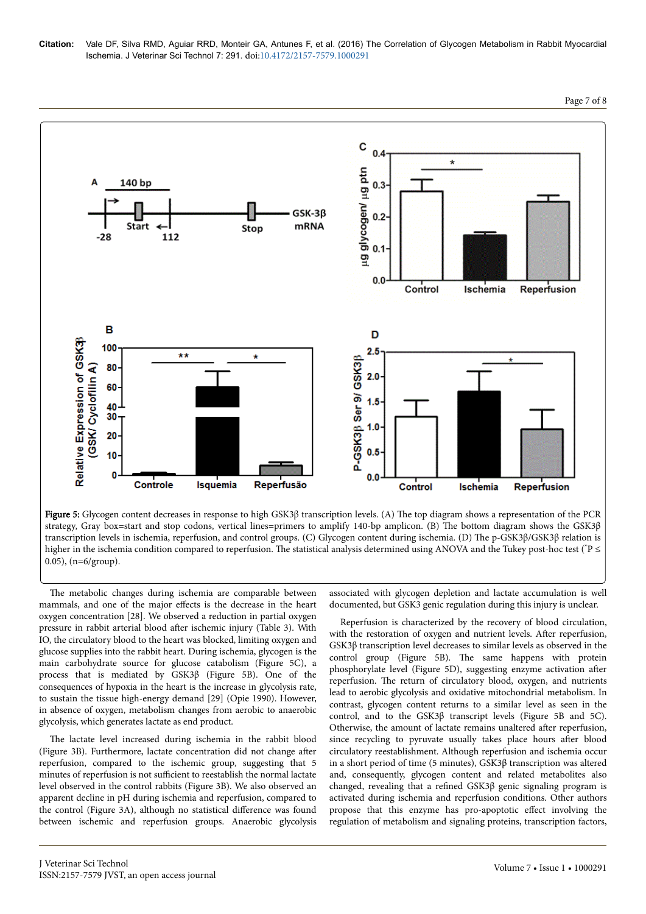Figure 5: Glycogen content decreases in response to high GSK3β transcription levels. (A) The top diagram shows a representation of the PCR strategy, Gray box=start and stop codons, vertical lines=primers to amplify 140-bp amplicon. (B) The bottom diagram shows the GSK3β transcription levels in ischemia, reperfusion, and control groups. (C) Glycogen content during ischemia. (D) The p-GSK3β/GSK3β relation is higher in the ischemia condition compared to reperfusion. The statistical analysis determined using ANOVA and the Tukey post-hoc test ($^*P \le 0.05$), (n=6/group).

The metabolic changes during ischemia are comparable between mammals, and one of the major effects is the decrease in the heart oxygen concentration [28]. We observed a reduction in partial oxygen pressure in rabbit arterial blood after ischemic injury (Table 3). With IO, the circulatory blood to the heart was blocked, limiting oxygen and glucose supplies into the rabbit heart. During ischemia, glycogen is the main carbohydrate source for glucose catabolism (Figure 5C), a process that is mediated by GSK3β (Figure 5B). One of the consequences of hypoxia in the heart is the increase in glycolysis rate, to sustain the tissue high-energy demand [29] (Opie 1990). However, in absence of oxygen, metabolism changes from aerobic to anaerobic glycolysis, which generates lactate as end product.

The lactate level increased during ischemia in the rabbit blood (Figure 3B). Furthermore, lactate concentration did not change after reperfusion, compared to the ischemic group, suggesting that 5 minutes of reperfusion is not sufficient to reestablish the normal lactate level observed in the control rabbits (Figure 3B). We also observed an apparent decline in pH during ischemia and reperfusion, compared to the control (Figure 3A), although no statistical difference was found between ischemic and reperfusion groups. Anaerobic glycolysis associated with glycogen depletion and lactate accumulation is well documented, but GSK3 genic regulation during this injury is unclear.

Reperfusion is characterized by the recovery of blood circulation, with the restoration of oxygen and nutrient levels. After reperfusion, GSK3β transcription level decreases to similar levels as observed in the control group (Figure 5B). The same happens with protein phosphorylate level (Figure 5D), suggesting enzyme activation after reperfusion. The return of circulatory blood, oxygen, and nutrients lead to aerobic glycolysis and oxidative mitochondrial metabolism. In contrast, glycogen content returns to a similar level as seen in the control, and to the GSK3β transcript levels (Figure 5B and 5C). Otherwise, the amount of lactate remains unaltered after reperfusion, since recycling to pyruvate usually takes place hours after blood circulatory reestablishment. Although reperfusion and ischemia occur in a short period of time (5 minutes), GSK3β transcription was altered and, consequently, glycogen content and related metabolites also changed, revealing that a refined GSK3β genic signaling program is activated during ischemia and reperfusion conditions. Other authors propose that this enzyme has pro-apoptotic effect involving the regulation of metabolism and signaling proteins, transcription factors,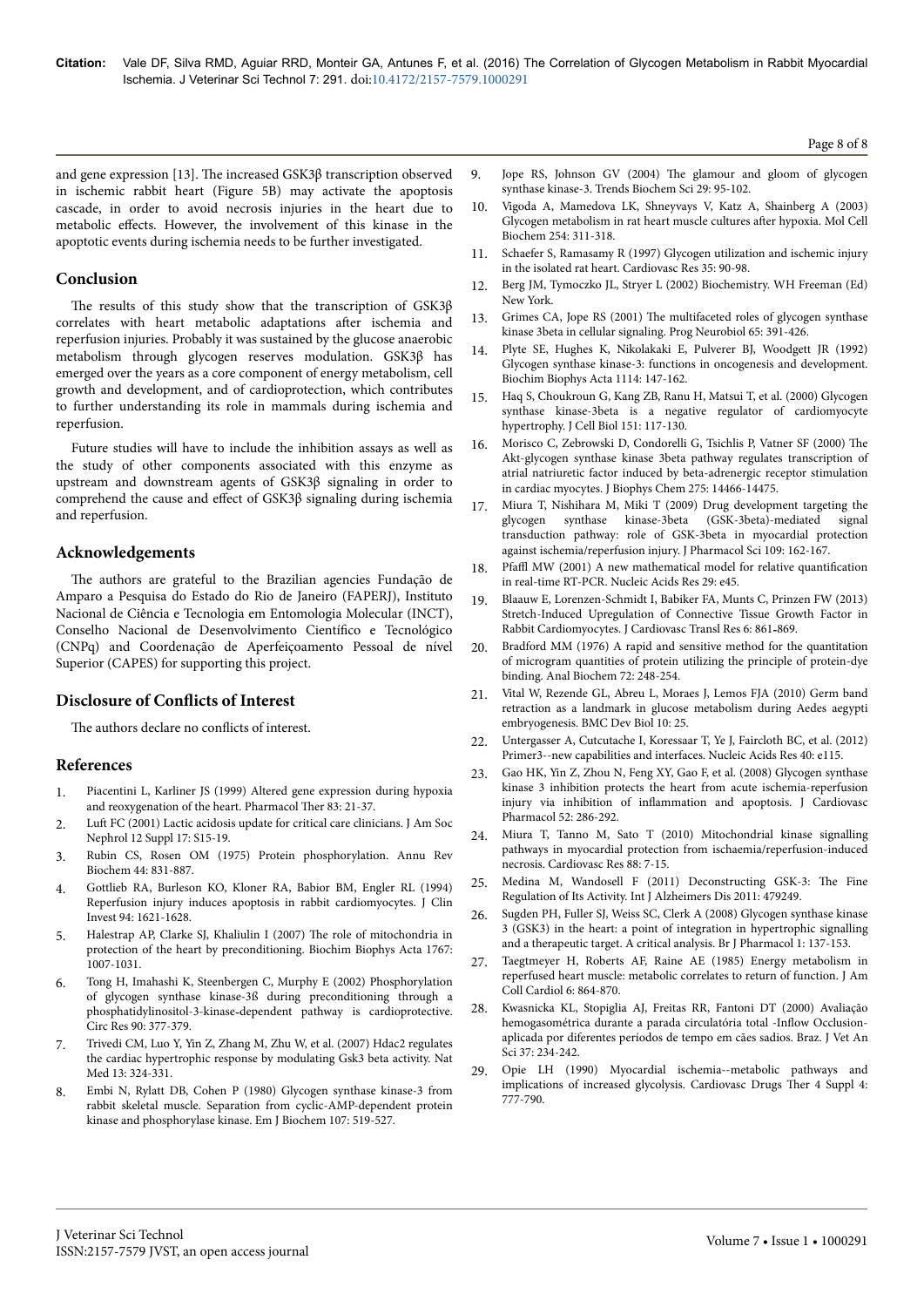and gene expression [13]. The increased GSK3β transcription observed in ischemic rabbit heart (Figure 5B) may activate the apoptosis cascade, in order to avoid necrosis injuries in the heart due to metabolic effects. However, the involvement of this kinase in the apoptotic events during ischemia needs to be further investigated.

## Conclusion

The results of this study show that the transcription of GSK3β correlates with heart metabolic adaptations after ischemia and reperfusion injuries. Probably it was sustained by the glucose anaerobic metabolism through glycogen reserves modulation. GSK3β has emerged over the years as a core component of energy metabolism, cell growth and development, and of cardioprotection, which contributes to further understanding its role in mammals during ischemia and reperfusion.

Future studies will have to include the inhibition assays as well as the study of other components associated with this enzyme as upstream and downstream agents of GSK3β signaling in order to comprehend the cause and effect of GSK3β signaling during ischemia and reperfusion.

## Acknowledgements

The authors are grateful to the Brazilian agencies Fundação de Amparo a Pesquisa do Estado do Rio de Janeiro (FAPERJ), Instituto Nacional de Ciência e Tecnologia em Entomologia Molecular (INCT), Conselho Nacional de Desenvolvimento Científico e Tecnológico (CNPq) and Coordenação de Aperfeiçoamento Pessoal de nível Superior (CAPES) for supporting this project.

## Disclosure of Conflicts of Interest

The authors declare no conflicts of interest.

## References

1. Piacentini L, Karliner JS (1999) Altered gene expression during hypoxia and reoxygenation of the heart. Pharmacol Ther 83: 21-37.
2. Luft FC (2001) Lactic acidosis update for critical care clinicians. J Am Soc Nephrol 12 Suppl 17: S15-19.
3. Rubin CS, Rosen OM (1975) Protein phosphorylation. Annu Rev Biochem 44: 831-887.
4. Gottlieb RA, Burleson KO, Kloner RA, Babior BM, Engler RL (1994) Reperfusion injury induces apoptosis in rabbit cardiomyocytes. J Clin Invest 94: 1621-1628.
5. Halestrap AP, Clarke SJ, Khaliulin I (2007) The role of mitochondria in protection of the heart by preconditioning. Biochim Biophys Acta 1767: 1007-1031.
6. Tong H, Imahashi K, Steenbergen C, Murphy E (2002) Phosphorylation of glycogen synthase kinase-3ß during preconditioning through a phosphatidylinositol-3-kinase-dependent pathway is cardioprotective. Circ Res 90: 377-379.
7. Trivedi CM, Luo Y, Yin Z, Zhang M, Zhu W, et al. (2007) Hdac2 regulates the cardiac hypertrophic response by modulating Gsk3 beta activity. Nat Med 13: 324-331.
8. Embi N, Rylatt DB, Cohen P (1980) Glycogen synthase kinase-3 from rabbit skeletal muscle. Separation from cyclic-AMP-dependent protein kinase and phosphorylase kinase. Em J Biochem 107: 519-527.
9. Jope RS, Johnson GV (2004) The glamour and gloom of glycogen synthase kinase-3. Trends Biochem Sci 29: 95-102.
10. Vigoda A, Mamedova LK, Shneyvays V, Katz A, Shainberg A (2003) Glycogen metabolism in rat heart muscle cultures after hypoxia. Mol Cell Biochem 254: 311-318.
11. Schaefer S, Ramasamy R (1997) Glycogen utilization and ischemic injury in the isolated rat heart. Cardiovasc Res 35: 90-98.
12. Berg JM, Tymoczko JL, Stryer L (2002) Biochemistry. WH Freeman (Ed) New York.
13. Grimes CA, Jope RS (2001) The multifaceted roles of glycogen synthase kinase 3beta in cellular signaling. Prog Neurobiol 65: 391-426.
14. Plyte SE, Hughes K, Nikolakaki E, Pulverer BJ, Woodgett JR (1992) Glycogen synthase kinase-3: functions in oncogenesis and development. Biochim Biophys Acta 1114: 147-162.
15. Haq S, Choukroun G, Kang ZB, Ranu H, Matsui T, et al. (2000) Glycogen synthase kinase-3beta is a negative regulator of cardiomyocyte hypertrophy. J Cell Biol 151: 117-130.
16. Morisco C, Zebrowski D, Condorelli G, Tsichlis P, Vatner SF (2000) The Akt-glycogen synthase kinase 3beta pathway regulates transcription of atrial natriuretic factor induced by beta-adrenergic receptor stimulation in cardiac myocytes. J Biophys Chem 275: 14466-14475.
17. Miura T, Nishihara M, Miki T (2009) Drug development targeting the glycogen synthase kinase-3beta (GSK-3beta)-mediated signal transduction pathway: role of GSK-3beta in myocardial protection against ischemia/reperfusion injury. J Pharmacol Sci 109: 162-167.
18. Pfaffl MW (2001) A new mathematical model for relative quantification in real-time RT-PCR. Nucleic Acids Res 29: e45.
19. Blaauw E, Lorenzen-Schmidt I, Babiker FA, Munts C, Prinzen FW (2013) Stretch-Induced Upregulation of Connective Tissue Growth Factor in Rabbit Cardiomyocytes. J Cardiovasc Transl Res 6: 861-869.
20. Bradford MM (1976) A rapid and sensitive method for the quantitation of microgram quantities of protein utilizing the principle of protein-dye binding. Anal Biochem 72: 248-254.
21. Vital W, Rezende GL, Abreu L, Moraes J, Lemos FJA (2010) Germ band retraction as a landmark in glucose metabolism during Aedes aegypti embryogenesis. BMC Dev Biol 10: 25.
22. Untergasser A, Cutcutache I, Koressaar T, Ye J, Faircloth BC, et al. (2012) Primer3--new capabilities and interfaces. Nucleic Acids Res 40: e115.
23. Gao HK, Yin Z, Zhou N, Feng XY, Gao F, et al. (2008) Glycogen synthase kinase 3 inhibition protects the heart from acute ischemia-reperfusion injury via inhibition of inflammation and apoptosis. J Cardiovasc Pharmacol 52: 286-292.
24. Miura T, Tanno M, Sato T (2010) Mitochondrial kinase signalling pathways in myocardial protection from ischaemia/reperfusion-induced necrosis. Cardiovasc Res 88: 7-15.
25. Medina M, Wandosell F (2011) Deconstructing GSK-3: The Fine Regulation of Its Activity. Int J Alzheimers Dis 2011: 479249.
26. Sugden PH, Fuller SJ, Weiss SC, Clerk A (2008) Glycogen synthase kinase 3 (GSK3) in the heart: a point of integration in hypertrophic signalling and a therapeutic target. A critical analysis. Br J Pharmacol 1: 137-153.
27. Taegtmeyer H, Roberts AF, Raine AE (1985) Energy metabolism in reperfused heart muscle: metabolic correlates to return of function. J Am Coll Cardiol 6: 864-870.
28. Kwasnicka KL, Stopiglia AJ, Freitas RR, Fantoni DT (2000) Avaliação hemogasométrica durante a parada circulatória total -Inflow Occlusion-aplicada por diferentes períodos de tempo em cães sadios. Braz. J Vet An Sci 37: 234-242.
29. Opie LH (1990) Myocardial ischemia--metabolic pathways and implications of increased glycolysis. Cardiovasc Drugs Ther 4 Suppl 4: 777-790.